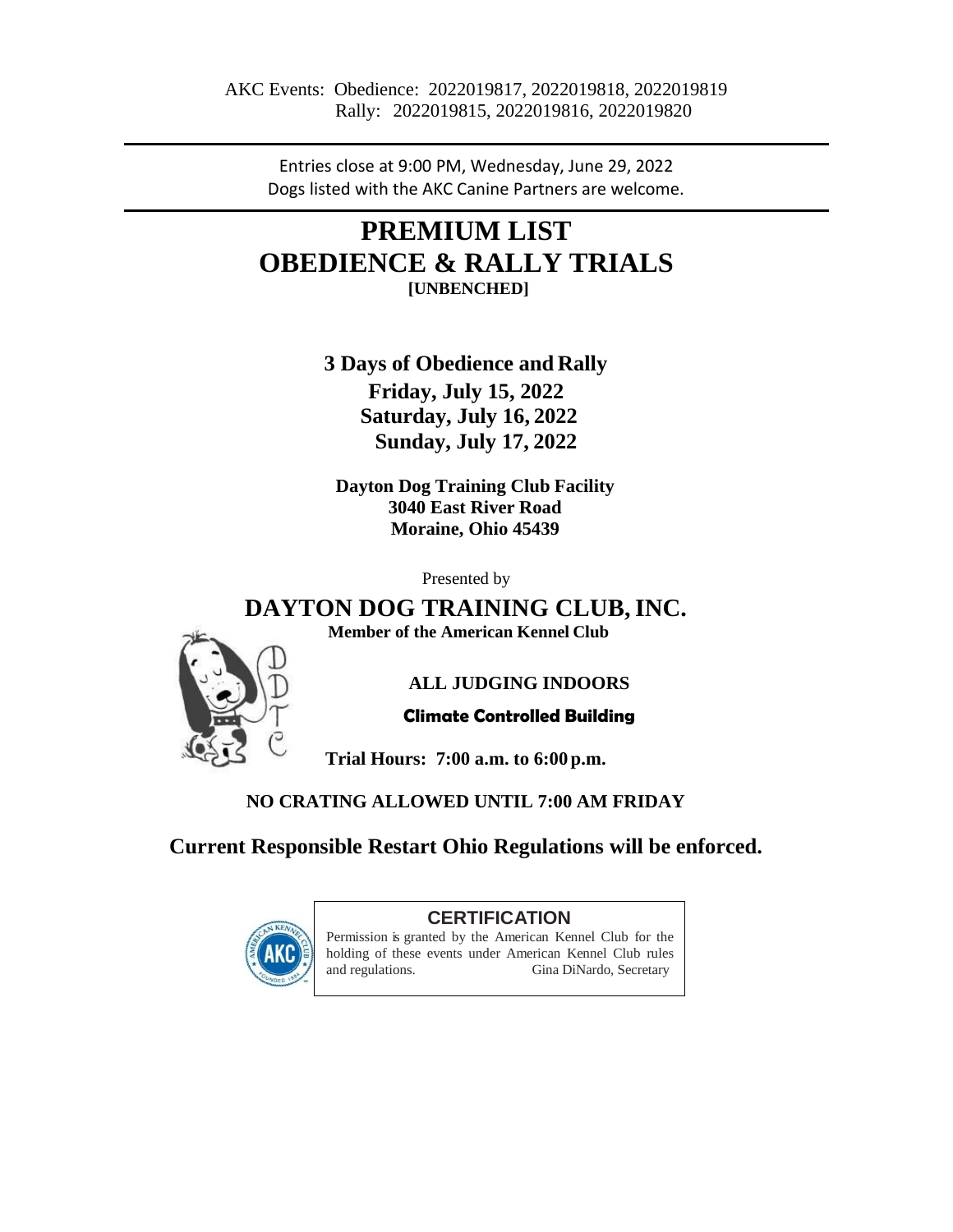AKC Events: Obedience: 2022019817, 2022019818, 2022019819
Rally: 2022019815, 2022019816, 2022019820

---

Entries close at 9:00 PM, Wednesday, June 29, 2022
Dogs listed with the AKC Canine Partners are welcome.

---

# PREMIUM LIST
# OBEDIENCE & RALLY TRIALS

**[UNBENCHED]**

**3 Days of Obedience and Rally**
**Friday, July 15, 2022**
**Saturday, July 16, 2022**
**Sunday, July 17, 2022**

**Dayton Dog Training Club Facility**
**3040 East River Road**
**Moraine, Ohio 45439**

Presented by

## DAYTON DOG TRAINING CLUB, INC.

**Member of the American Kennel Club**

**ALL JUDGING INDOORS**

**Climate Controlled Building**

**Trial Hours: 7:00 a.m. to 6:00 p.m.**

**NO CRATING ALLOWED UNTIL 7:00 AM FRIDAY**

**Current Responsible Restart Ohio Regulations will be enforced.**

**CERTIFICATION**

Permission is granted by the American Kennel Club for the holding of these events under American Kennel Club rules and regulations. Gina DiNardo, Secretary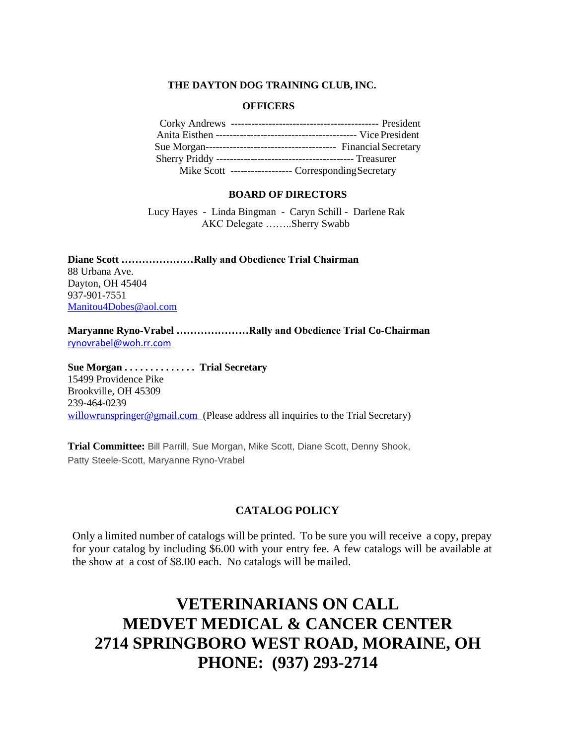## THE DAYTON DOG TRAINING CLUB, INC.

### OFFICERS

Corky Andrews ------------------------------------------- President
Anita Eisthen ----------------------------------------- Vice President
Sue Morgan------------------------------------- Financial Secretary
Sherry Priddy --------------------------------------- Treasurer
Mike Scott ----------------- Corresponding Secretary

### BOARD OF DIRECTORS

Lucy Hayes - Linda Bingman - Caryn Schill - Darlene Rak
AKC Delegate ……..Sherry Swabb

**Diane Scott …………………Rally and Obedience Trial Chairman**
88 Urbana Ave.
Dayton, OH 45404
937-901-7551
Manitou4Dobes@aol.com

**Maryanne Ryno-Vrabel …………………Rally and Obedience Trial Co-Chairman**
rynovrabel@woh.rr.com

**Sue Morgan . . . . . . . . . . . . . . Trial Secretary**
15499 Providence Pike
Brookville, OH 45309
239-464-0239
willowrunspringer@gmail.com (Please address all inquiries to the Trial Secretary)

**Trial Committee:** Bill Parrill, Sue Morgan, Mike Scott, Diane Scott, Denny Shook, Patty Steele-Scott, Maryanne Ryno-Vrabel

### CATALOG POLICY

Only a limited number of catalogs will be printed. To be sure you will receive a copy, prepay for your catalog by including $6.00 with your entry fee. A few catalogs will be available at the show at a cost of $8.00 each. No catalogs will be mailed.

# VETERINARIANS ON CALL
# MEDVET MEDICAL & CANCER CENTER
# 2714 SPRINGBORO WEST ROAD, MORAINE, OH
# PHONE: (937) 293-2714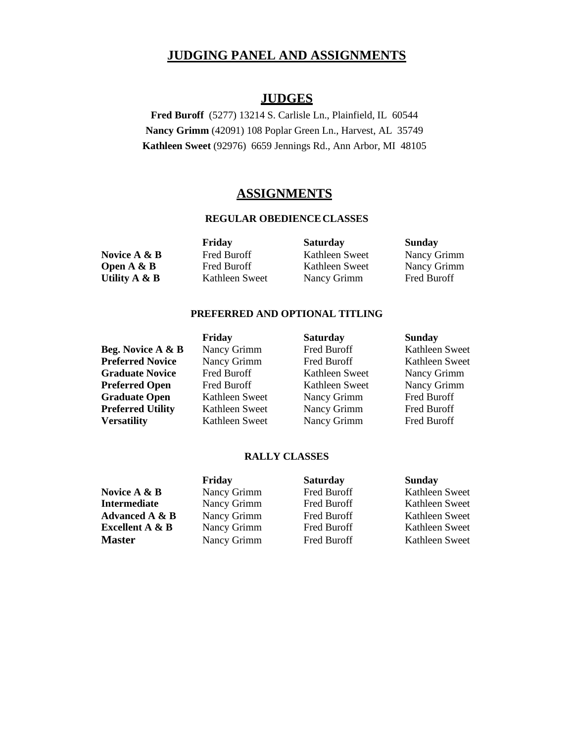# JUDGING PANEL AND ASSIGNMENTS

## JUDGES

**Fred Buroff** (5277) 13214 S. Carlisle Ln., Plainfield, IL 60544
**Nancy Grimm** (42091) 108 Poplar Green Ln., Harvest, AL 35749
**Kathleen Sweet** (92976) 6659 Jennings Rd., Ann Arbor, MI 48105

## ASSIGNMENTS

### REGULAR OBEDIENCE CLASSES

| | Friday | Saturday | Sunday |
|---|---|---|---|
| **Novice A & B** | Fred Buroff | Kathleen Sweet | Nancy Grimm |
| **Open A & B** | Fred Buroff | Kathleen Sweet | Nancy Grimm |
| **Utility A & B** | Kathleen Sweet | Nancy Grimm | Fred Buroff |

### PREFERRED AND OPTIONAL TITLING

| | Friday | Saturday | Sunday |
|---|---|---|---|
| **Beg. Novice A & B** | Nancy Grimm | Fred Buroff | Kathleen Sweet |
| **Preferred Novice** | Nancy Grimm | Fred Buroff | Kathleen Sweet |
| **Graduate Novice** | Fred Buroff | Kathleen Sweet | Nancy Grimm |
| **Preferred Open** | Fred Buroff | Kathleen Sweet | Nancy Grimm |
| **Graduate Open** | Kathleen Sweet | Nancy Grimm | Fred Buroff |
| **Preferred Utility** | Kathleen Sweet | Nancy Grimm | Fred Buroff |
| **Versatility** | Kathleen Sweet | Nancy Grimm | Fred Buroff |

### RALLY CLASSES

| | Friday | Saturday | Sunday |
|---|---|---|---|
| **Novice A & B** | Nancy Grimm | Fred Buroff | Kathleen Sweet |
| **Intermediate** | Nancy Grimm | Fred Buroff | Kathleen Sweet |
| **Advanced A & B** | Nancy Grimm | Fred Buroff | Kathleen Sweet |
| **Excellent A & B** | Nancy Grimm | Fred Buroff | Kathleen Sweet |
| **Master** | Nancy Grimm | Fred Buroff | Kathleen Sweet |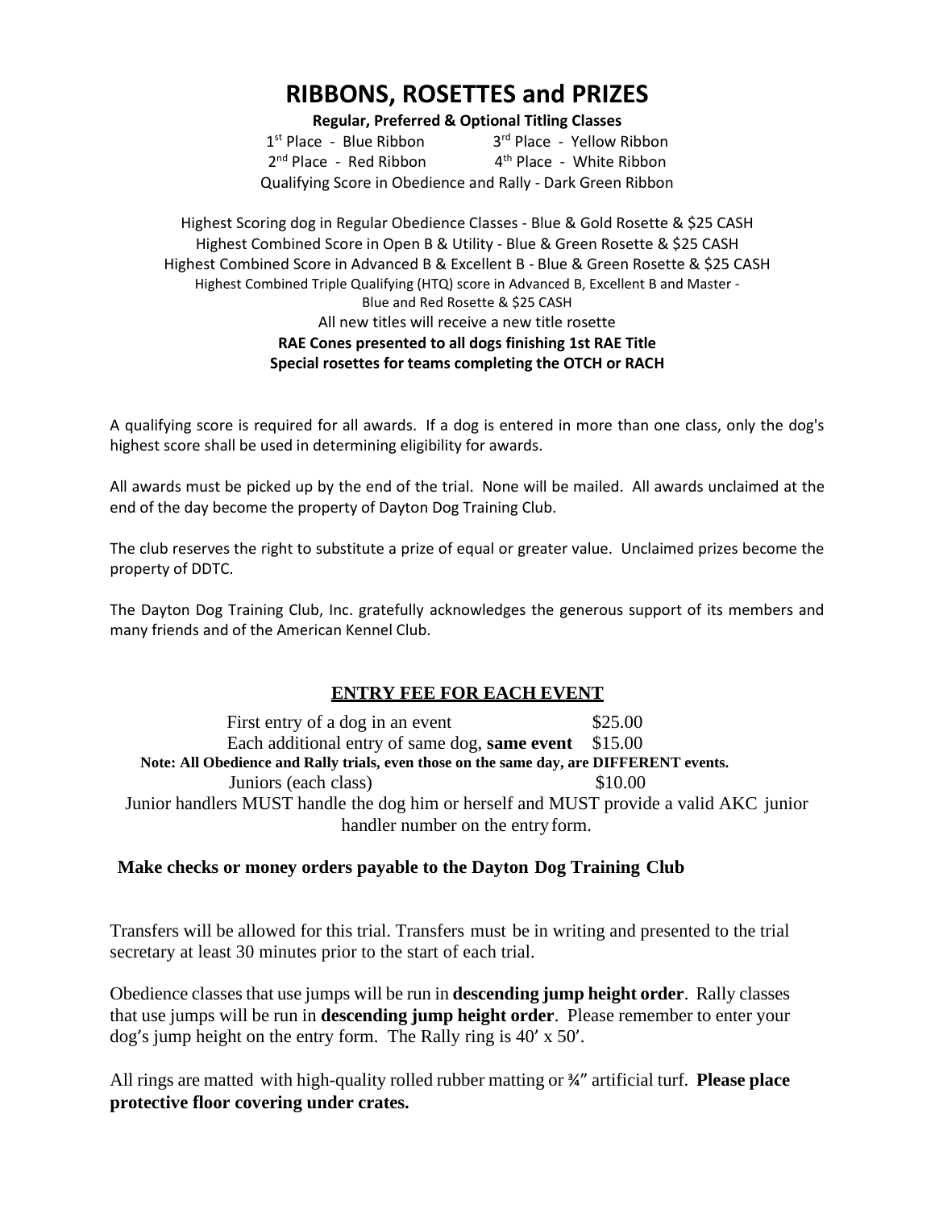# RIBBONS, ROSETTES and PRIZES

**Regular, Preferred & Optional Titling Classes**

1st Place - Blue Ribbon
3rd Place - Yellow Ribbon
2nd Place - Red Ribbon
4th Place - White Ribbon

Qualifying Score in Obedience and Rally - Dark Green Ribbon

Highest Scoring dog in Regular Obedience Classes - Blue & Gold Rosette & $25 CASH
Highest Combined Score in Open B & Utility - Blue & Green Rosette & $25 CASH
Highest Combined Score in Advanced B & Excellent B - Blue & Green Rosette & $25 CASH
Highest Combined Triple Qualifying (HTQ) score in Advanced B, Excellent B and Master - Blue and Red Rosette & $25 CASH
All new titles will receive a new title rosette
**RAE Cones presented to all dogs finishing 1st RAE Title**
**Special rosettes for teams completing the OTCH or RACH**

A qualifying score is required for all awards. If a dog is entered in more than one class, only the dog's highest score shall be used in determining eligibility for awards.

All awards must be picked up by the end of the trial. None will be mailed. All awards unclaimed at the end of the day become the property of Dayton Dog Training Club.

The club reserves the right to substitute a prize of equal or greater value. Unclaimed prizes become the property of DDTC.

The Dayton Dog Training Club, Inc. gratefully acknowledges the generous support of its members and many friends and of the American Kennel Club.

## ENTRY FEE FOR EACH EVENT

First entry of a dog in an event $25.00
Each additional entry of same dog, **same event** $15.00

**Note: All Obedience and Rally trials, even those on the same day, are DIFFERENT events.**

Juniors (each class) $10.00

Junior handlers MUST handle the dog him or herself and MUST provide a valid AKC junior handler number on the entry form.

**Make checks or money orders payable to the Dayton Dog Training Club**

Transfers will be allowed for this trial. Transfers must be in writing and presented to the trial secretary at least 30 minutes prior to the start of each trial.

Obedience classes that use jumps will be run in **descending jump height order**. Rally classes that use jumps will be run in **descending jump height order**. Please remember to enter your dog's jump height on the entry form. The Rally ring is 40' x 50'.

All rings are matted with high-quality rolled rubber matting or ¾" artificial turf. **Please place protective floor covering under crates.**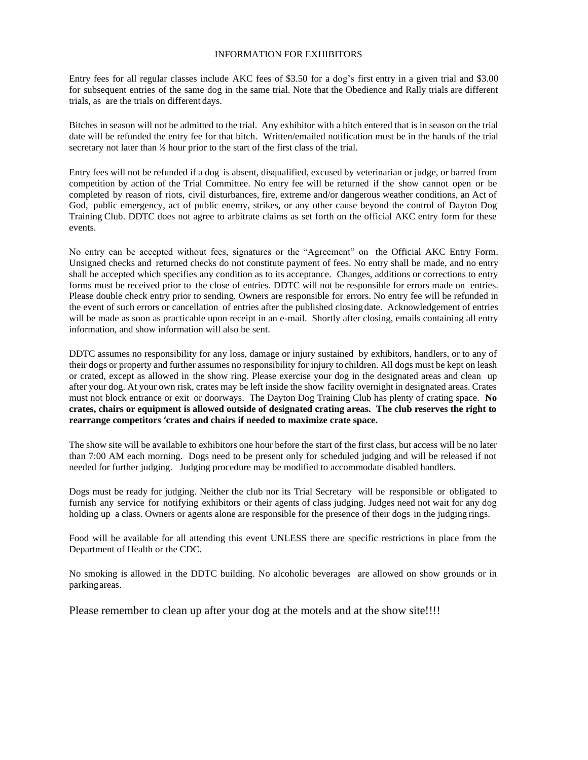# INFORMATION FOR EXHIBITORS

Entry fees for all regular classes include AKC fees of $3.50 for a dog's first entry in a given trial and $3.00 for subsequent entries of the same dog in the same trial. Note that the Obedience and Rally trials are different trials, as are the trials on different days.

Bitches in season will not be admitted to the trial. Any exhibitor with a bitch entered that is in season on the trial date will be refunded the entry fee for that bitch. Written/emailed notification must be in the hands of the trial secretary not later than ½ hour prior to the start of the first class of the trial.

Entry fees will not be refunded if a dog is absent, disqualified, excused by veterinarian or judge, or barred from competition by action of the Trial Committee. No entry fee will be returned if the show cannot open or be completed by reason of riots, civil disturbances, fire, extreme and/or dangerous weather conditions, an Act of God, public emergency, act of public enemy, strikes, or any other cause beyond the control of Dayton Dog Training Club. DDTC does not agree to arbitrate claims as set forth on the official AKC entry form for these events.

No entry can be accepted without fees, signatures or the "Agreement" on the Official AKC Entry Form. Unsigned checks and returned checks do not constitute payment of fees. No entry shall be made, and no entry shall be accepted which specifies any condition as to its acceptance. Changes, additions or corrections to entry forms must be received prior to the close of entries. DDTC will not be responsible for errors made on entries. Please double check entry prior to sending. Owners are responsible for errors. No entry fee will be refunded in the event of such errors or cancellation of entries after the published closing date. Acknowledgement of entries will be made as soon as practicable upon receipt in an e-mail. Shortly after closing, emails containing all entry information, and show information will also be sent.

DDTC assumes no responsibility for any loss, damage or injury sustained by exhibitors, handlers, or to any of their dogs or property and further assumes no responsibility for injury to children. All dogs must be kept on leash or crated, except as allowed in the show ring. Please exercise your dog in the designated areas and clean up after your dog. At your own risk, crates may be left inside the show facility overnight in designated areas. Crates must not block entrance or exit or doorways. The Dayton Dog Training Club has plenty of crating space. **No crates, chairs or equipment is allowed outside of designated crating areas. The club reserves the right to rearrange competitors 'crates and chairs if needed to maximize crate space.**

The show site will be available to exhibitors one hour before the start of the first class, but access will be no later than 7:00 AM each morning. Dogs need to be present only for scheduled judging and will be released if not needed for further judging. Judging procedure may be modified to accommodate disabled handlers.

Dogs must be ready for judging. Neither the club nor its Trial Secretary will be responsible or obligated to furnish any service for notifying exhibitors or their agents of class judging. Judges need not wait for any dog holding up a class. Owners or agents alone are responsible for the presence of their dogs in the judging rings.

Food will be available for all attending this event UNLESS there are specific restrictions in place from the Department of Health or the CDC.

No smoking is allowed in the DDTC building. No alcoholic beverages are allowed on show grounds or in parking areas.

Please remember to clean up after your dog at the motels and at the show site!!!!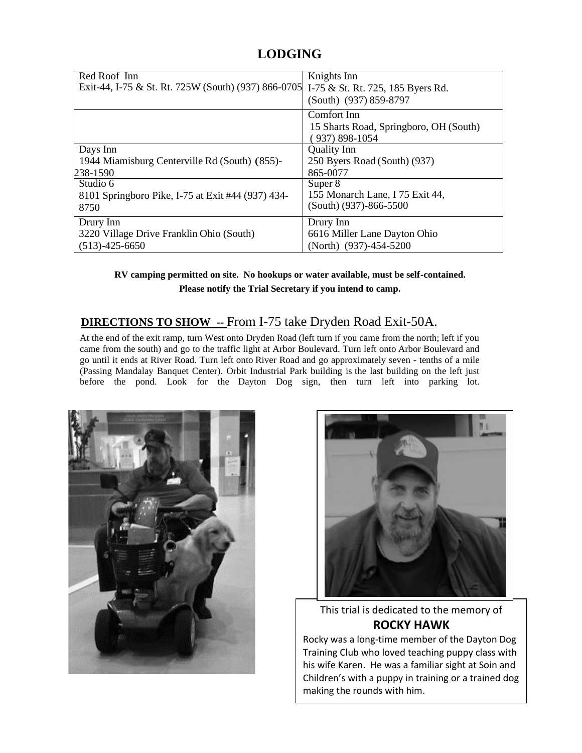## LODGING

| | |
|---|---|
| Red Roof Inn<br>Exit-44, I-75 & St. Rt. 725W (South) (937) 866-0705 | Knights Inn<br>I-75 & St. Rt. 725, 185 Byers Rd.<br>(South) (937) 859-8797 |
| | Comfort Inn<br>15 Sharts Road, Springboro, OH (South)<br>( 937) 898-1054 |
| Days Inn<br>1944 Miamisburg Centerville Rd (South) (855)-238-1590 | Quality Inn<br>250 Byers Road (South) (937) 865-0077 |
| Studio 6<br>8101 Springboro Pike, I-75 at Exit #44 (937) 434-8750 | Super 8<br>155 Monarch Lane, I 75 Exit 44,<br>(South) (937)-866-5500 |
| Drury Inn<br>3220 Village Drive Franklin Ohio (South)<br>(513)-425-6650 | Drury Inn<br>6616 Miller Lane Dayton Ohio<br>(North) (937)-454-5200 |

**RV camping permitted on site. No hookups or water available, must be self-contained.**
**Please notify the Trial Secretary if you intend to camp.**

**DIRECTIONS TO SHOW** -- From I-75 take Dryden Road Exit-50A.

At the end of the exit ramp, turn West onto Dryden Road (left turn if you came from the north; left if you came from the south) and go to the traffic light at Arbor Boulevard. Turn left onto Arbor Boulevard and go until it ends at River Road. Turn left onto River Road and go approximately seven - tenths of a mile (Passing Mandalay Banquet Center). Orbit Industrial Park building is the last building on the left just before the pond. Look for the Dayton Dog sign, then turn left into parking lot.

This trial is dedicated to the memory of

**ROCKY HAWK**

Rocky was a long-time member of the Dayton Dog Training Club who loved teaching puppy class with his wife Karen. He was a familiar sight at Soin and Children's with a puppy in training or a trained dog making the rounds with him.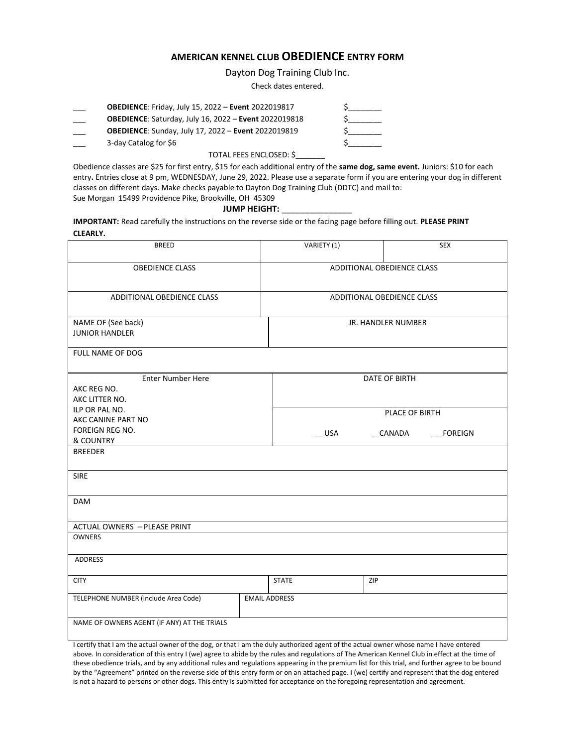## AMERICAN KENNEL CLUB OBEDIENCE ENTRY FORM

Dayton Dog Training Club Inc.

Check dates entered.

___ **OBEDIENCE**: Friday, July 15, 2022 – **Event** 2022019817 $________

___ **OBEDIENCE**: Saturday, July 16, 2022 – **Event** 2022019818 $________

___ **OBEDIENCE**: Sunday, July 17, 2022 – **Event** 2022019819 $________

___ 3-day Catalog for $6 $________

TOTAL FEES ENCLOSED: $_______

Obedience classes are $25 for first entry, $15 for each additional entry of the **same dog, same event.** Juniors: $10 for each entry**.** Entries close at 9 pm, WEDNESDAY, June 29, 2022. Please use a separate form if you are entering your dog in different classes on different days. Make checks payable to Dayton Dog Training Club (DDTC) and mail to:
Sue Morgan 15499 Providence Pike, Brookville, OH 45309

**JUMP HEIGHT:** _______________

**IMPORTANT:** Read carefully the instructions on the reverse side or the facing page before filling out. **PLEASE PRINT CLEARLY.**

| BREED | VARIETY (1) | SEX |
|---|---|---|
| OBEDIENCE CLASS | ADDITIONAL OBEDIENCE CLASS | |
| ADDITIONAL OBEDIENCE CLASS | ADDITIONAL OBEDIENCE CLASS | |
| NAME OF (See back) JUNIOR HANDLER | JR. HANDLER NUMBER | |
| FULL NAME OF DOG | | |
| Enter Number Here<br>AKC REG NO.<br>AKC LITTER NO.<br>ILP OR PAL NO.<br>AKC CANINE PART NO<br>FOREIGN REG NO.<br>& COUNTRY | DATE OF BIRTH<br><br>PLACE OF BIRTH<br>__ USA __CANADA ___FOREIGN | |
| BREEDER | | |
| SIRE | | |
| DAM | | |
| ACTUAL OWNERS – PLEASE PRINT | | |
| OWNERS | | |
| ADDRESS | | |
| CITY | STATE | ZIP |
| TELEPHONE NUMBER (Include Area Code) | EMAIL ADDRESS | |
| NAME OF OWNERS AGENT (IF ANY) AT THE TRIALS | | |

I certify that I am the actual owner of the dog, or that I am the duly authorized agent of the actual owner whose name I have entered above. In consideration of this entry I (we) agree to abide by the rules and regulations of The American Kennel Club in effect at the time of these obedience trials, and by any additional rules and regulations appearing in the premium list for this trial, and further agree to be bound by the "Agreement" printed on the reverse side of this entry form or on an attached page. I (we) certify and represent that the dog entered is not a hazard to persons or other dogs. This entry is submitted for acceptance on the foregoing representation and agreement.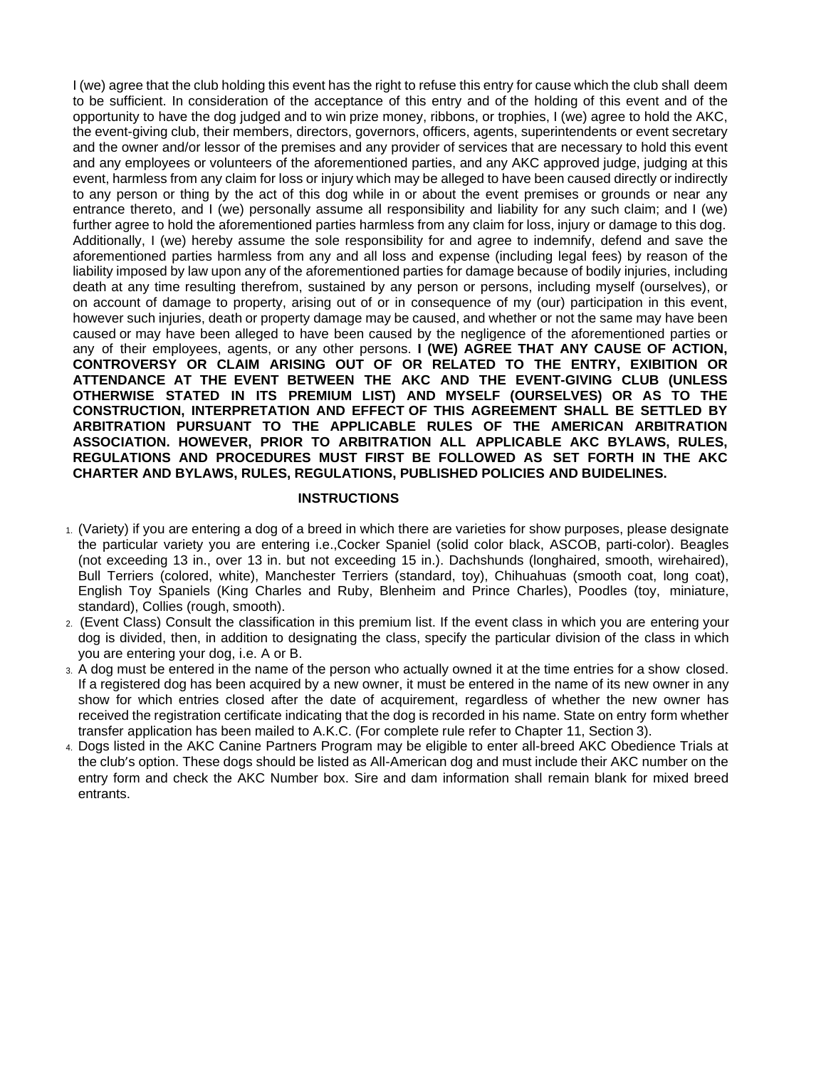I (we) agree that the club holding this event has the right to refuse this entry for cause which the club shall deem to be sufficient. In consideration of the acceptance of this entry and of the holding of this event and of the opportunity to have the dog judged and to win prize money, ribbons, or trophies, I (we) agree to hold the AKC, the event-giving club, their members, directors, governors, officers, agents, superintendents or event secretary and the owner and/or lessor of the premises and any provider of services that are necessary to hold this event and any employees or volunteers of the aforementioned parties, and any AKC approved judge, judging at this event, harmless from any claim for loss or injury which may be alleged to have been caused directly or indirectly to any person or thing by the act of this dog while in or about the event premises or grounds or near any entrance thereto, and I (we) personally assume all responsibility and liability for any such claim; and I (we) further agree to hold the aforementioned parties harmless from any claim for loss, injury or damage to this dog. Additionally, I (we) hereby assume the sole responsibility for and agree to indemnify, defend and save the aforementioned parties harmless from any and all loss and expense (including legal fees) by reason of the liability imposed by law upon any of the aforementioned parties for damage because of bodily injuries, including death at any time resulting therefrom, sustained by any person or persons, including myself (ourselves), or on account of damage to property, arising out of or in consequence of my (our) participation in this event, however such injuries, death or property damage may be caused, and whether or not the same may have been caused or may have been alleged to have been caused by the negligence of the aforementioned parties or any of their employees, agents, or any other persons. **I (WE) AGREE THAT ANY CAUSE OF ACTION, CONTROVERSY OR CLAIM ARISING OUT OF OR RELATED TO THE ENTRY, EXIBITION OR ATTENDANCE AT THE EVENT BETWEEN THE AKC AND THE EVENT-GIVING CLUB (UNLESS OTHERWISE STATED IN ITS PREMIUM LIST) AND MYSELF (OURSELVES) OR AS TO THE CONSTRUCTION, INTERPRETATION AND EFFECT OF THIS AGREEMENT SHALL BE SETTLED BY ARBITRATION PURSUANT TO THE APPLICABLE RULES OF THE AMERICAN ARBITRATION ASSOCIATION. HOWEVER, PRIOR TO ARBITRATION ALL APPLICABLE AKC BYLAWS, RULES, REGULATIONS AND PROCEDURES MUST FIRST BE FOLLOWED AS SET FORTH IN THE AKC CHARTER AND BYLAWS, RULES, REGULATIONS, PUBLISHED POLICIES AND BUIDELINES.**

## INSTRUCTIONS

1. (Variety) if you are entering a dog of a breed in which there are varieties for show purposes, please designate the particular variety you are entering i.e.,Cocker Spaniel (solid color black, ASCOB, parti-color). Beagles (not exceeding 13 in., over 13 in. but not exceeding 15 in.). Dachshunds (longhaired, smooth, wirehaired), Bull Terriers (colored, white), Manchester Terriers (standard, toy), Chihuahuas (smooth coat, long coat), English Toy Spaniels (King Charles and Ruby, Blenheim and Prince Charles), Poodles (toy, miniature, standard), Collies (rough, smooth).
2. (Event Class) Consult the classification in this premium list. If the event class in which you are entering your dog is divided, then, in addition to designating the class, specify the particular division of the class in which you are entering your dog, i.e. A or B.
3. A dog must be entered in the name of the person who actually owned it at the time entries for a show closed. If a registered dog has been acquired by a new owner, it must be entered in the name of its new owner in any show for which entries closed after the date of acquirement, regardless of whether the new owner has received the registration certificate indicating that the dog is recorded in his name. State on entry form whether transfer application has been mailed to A.K.C. (For complete rule refer to Chapter 11, Section 3).
4. Dogs listed in the AKC Canine Partners Program may be eligible to enter all-breed AKC Obedience Trials at the club′s option. These dogs should be listed as All-American dog and must include their AKC number on the entry form and check the AKC Number box. Sire and dam information shall remain blank for mixed breed entrants.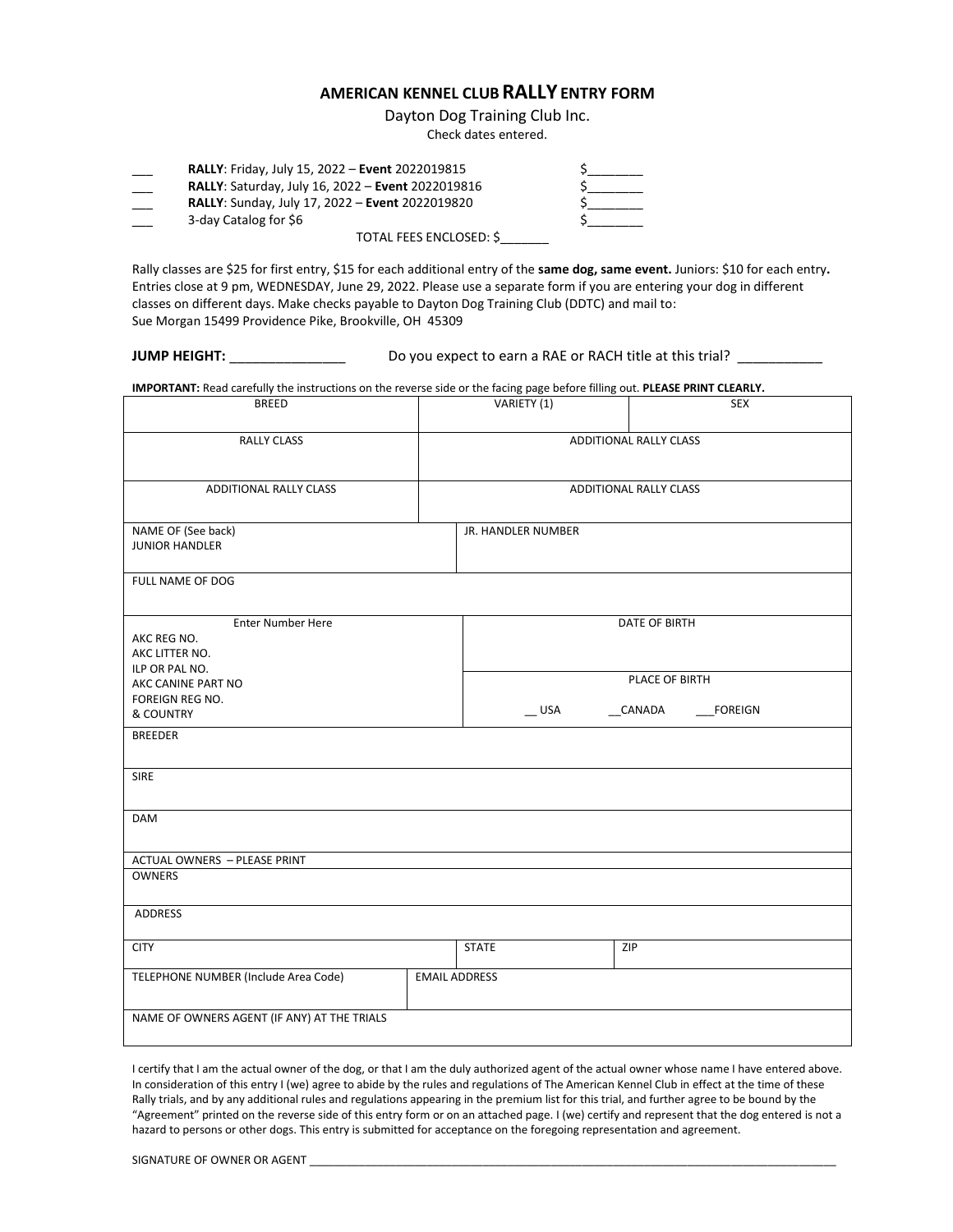## AMERICAN KENNEL CLUB **RALLY** ENTRY FORM

Dayton Dog Training Club Inc.

Check dates entered.

| | | |
|---|---|---|
| ___ | **RALLY**: Friday, July 15, 2022 – **Event** 2022019815 | $_______ |
| ___ | **RALLY**: Saturday, July 16, 2022 – **Event** 2022019816 | $_______ |
| ___ | **RALLY**: Sunday, July 17, 2022 – **Event** 2022019820 | $_______ |
| ___ | 3-day Catalog for $6 | $_______ |

TOTAL FEES ENCLOSED: $_______

Rally classes are $25 for first entry, $15 for each additional entry of the **same dog, same event.** Juniors: $10 for each entry**.** Entries close at 9 pm, WEDNESDAY, June 29, 2022. Please use a separate form if you are entering your dog in different classes on different days. Make checks payable to Dayton Dog Training Club (DDTC) and mail to:
Sue Morgan 15499 Providence Pike, Brookville, OH 45309

**JUMP HEIGHT:** _______________ Do you expect to earn a RAE or RACH title at this trial? ___________

**IMPORTANT:** Read carefully the instructions on the reverse side or the facing page before filling out. **PLEASE PRINT CLEARLY.**

| BREED | VARIETY (1) | SEX |
|---|---|---|
| RALLY CLASS | ADDITIONAL RALLY CLASS | |
| ADDITIONAL RALLY CLASS | ADDITIONAL RALLY CLASS | |
| NAME OF (See back) JUNIOR HANDLER | JR. HANDLER NUMBER | |
| FULL NAME OF DOG | | |
| Enter Number Here<br>AKC REG NO.<br>AKC LITTER NO.<br>ILP OR PAL NO.<br>AKC CANINE PART NO<br>FOREIGN REG NO.<br>& COUNTRY | DATE OF BIRTH<br><br>PLACE OF BIRTH<br>__ USA __CANADA ___FOREIGN | |
| BREEDER | | |
| SIRE | | |
| DAM | | |
| ACTUAL OWNERS – PLEASE PRINT<br>OWNERS | | |
| ADDRESS | | |
| CITY | STATE | ZIP |
| TELEPHONE NUMBER (Include Area Code) | EMAIL ADDRESS | |
| NAME OF OWNERS AGENT (IF ANY) AT THE TRIALS | | |

I certify that I am the actual owner of the dog, or that I am the duly authorized agent of the actual owner whose name I have entered above. In consideration of this entry I (we) agree to abide by the rules and regulations of The American Kennel Club in effect at the time of these Rally trials, and by any additional rules and regulations appearing in the premium list for this trial, and further agree to be bound by the "Agreement" printed on the reverse side of this entry form or on an attached page. I (we) certify and represent that the dog entered is not a hazard to persons or other dogs. This entry is submitted for acceptance on the foregoing representation and agreement.

SIGNATURE OF OWNER OR AGENT ________________________________________________________________________________________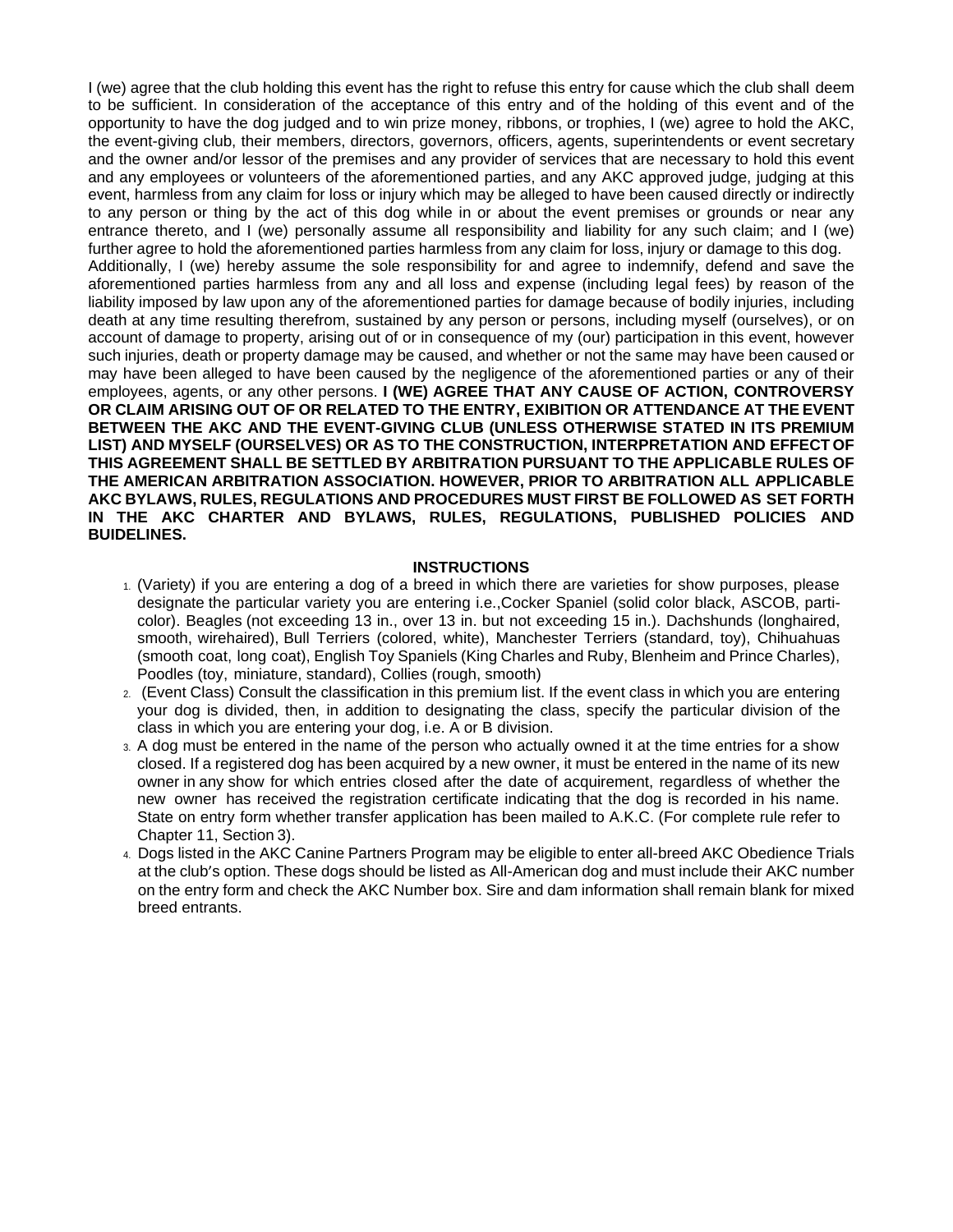I (we) agree that the club holding this event has the right to refuse this entry for cause which the club shall deem to be sufficient. In consideration of the acceptance of this entry and of the holding of this event and of the opportunity to have the dog judged and to win prize money, ribbons, or trophies, I (we) agree to hold the AKC, the event-giving club, their members, directors, governors, officers, agents, superintendents or event secretary and the owner and/or lessor of the premises and any provider of services that are necessary to hold this event and any employees or volunteers of the aforementioned parties, and any AKC approved judge, judging at this event, harmless from any claim for loss or injury which may be alleged to have been caused directly or indirectly to any person or thing by the act of this dog while in or about the event premises or grounds or near any entrance thereto, and I (we) personally assume all responsibility and liability for any such claim; and I (we) further agree to hold the aforementioned parties harmless from any claim for loss, injury or damage to this dog. Additionally, I (we) hereby assume the sole responsibility for and agree to indemnify, defend and save the aforementioned parties harmless from any and all loss and expense (including legal fees) by reason of the liability imposed by law upon any of the aforementioned parties for damage because of bodily injuries, including death at any time resulting therefrom, sustained by any person or persons, including myself (ourselves), or on account of damage to property, arising out of or in consequence of my (our) participation in this event, however such injuries, death or property damage may be caused, and whether or not the same may have been caused or may have been alleged to have been caused by the negligence of the aforementioned parties or any of their employees, agents, or any other persons. **I (WE) AGREE THAT ANY CAUSE OF ACTION, CONTROVERSY OR CLAIM ARISING OUT OF OR RELATED TO THE ENTRY, EXIBITION OR ATTENDANCE AT THE EVENT BETWEEN THE AKC AND THE EVENT-GIVING CLUB (UNLESS OTHERWISE STATED IN ITS PREMIUM LIST) AND MYSELF (OURSELVES) OR AS TO THE CONSTRUCTION, INTERPRETATION AND EFFECT OF THIS AGREEMENT SHALL BE SETTLED BY ARBITRATION PURSUANT TO THE APPLICABLE RULES OF THE AMERICAN ARBITRATION ASSOCIATION. HOWEVER, PRIOR TO ARBITRATION ALL APPLICABLE AKC BYLAWS, RULES, REGULATIONS AND PROCEDURES MUST FIRST BE FOLLOWED AS SET FORTH IN THE AKC CHARTER AND BYLAWS, RULES, REGULATIONS, PUBLISHED POLICIES AND BUIDELINES.**

**INSTRUCTIONS**

1. (Variety) if you are entering a dog of a breed in which there are varieties for show purposes, please designate the particular variety you are entering i.e.,Cocker Spaniel (solid color black, ASCOB, parti-color). Beagles (not exceeding 13 in., over 13 in. but not exceeding 15 in.). Dachshunds (longhaired, smooth, wirehaired), Bull Terriers (colored, white), Manchester Terriers (standard, toy), Chihuahuas (smooth coat, long coat), English Toy Spaniels (King Charles and Ruby, Blenheim and Prince Charles), Poodles (toy, miniature, standard), Collies (rough, smooth)
2. (Event Class) Consult the classification in this premium list. If the event class in which you are entering your dog is divided, then, in addition to designating the class, specify the particular division of the class in which you are entering your dog, i.e. A or B division.
3. A dog must be entered in the name of the person who actually owned it at the time entries for a show closed. If a registered dog has been acquired by a new owner, it must be entered in the name of its new owner in any show for which entries closed after the date of acquirement, regardless of whether the new owner has received the registration certificate indicating that the dog is recorded in his name. State on entry form whether transfer application has been mailed to A.K.C. (For complete rule refer to Chapter 11, Section 3).
4. Dogs listed in the AKC Canine Partners Program may be eligible to enter all-breed AKC Obedience Trials at the club's option. These dogs should be listed as All-American dog and must include their AKC number on the entry form and check the AKC Number box. Sire and dam information shall remain blank for mixed breed entrants.